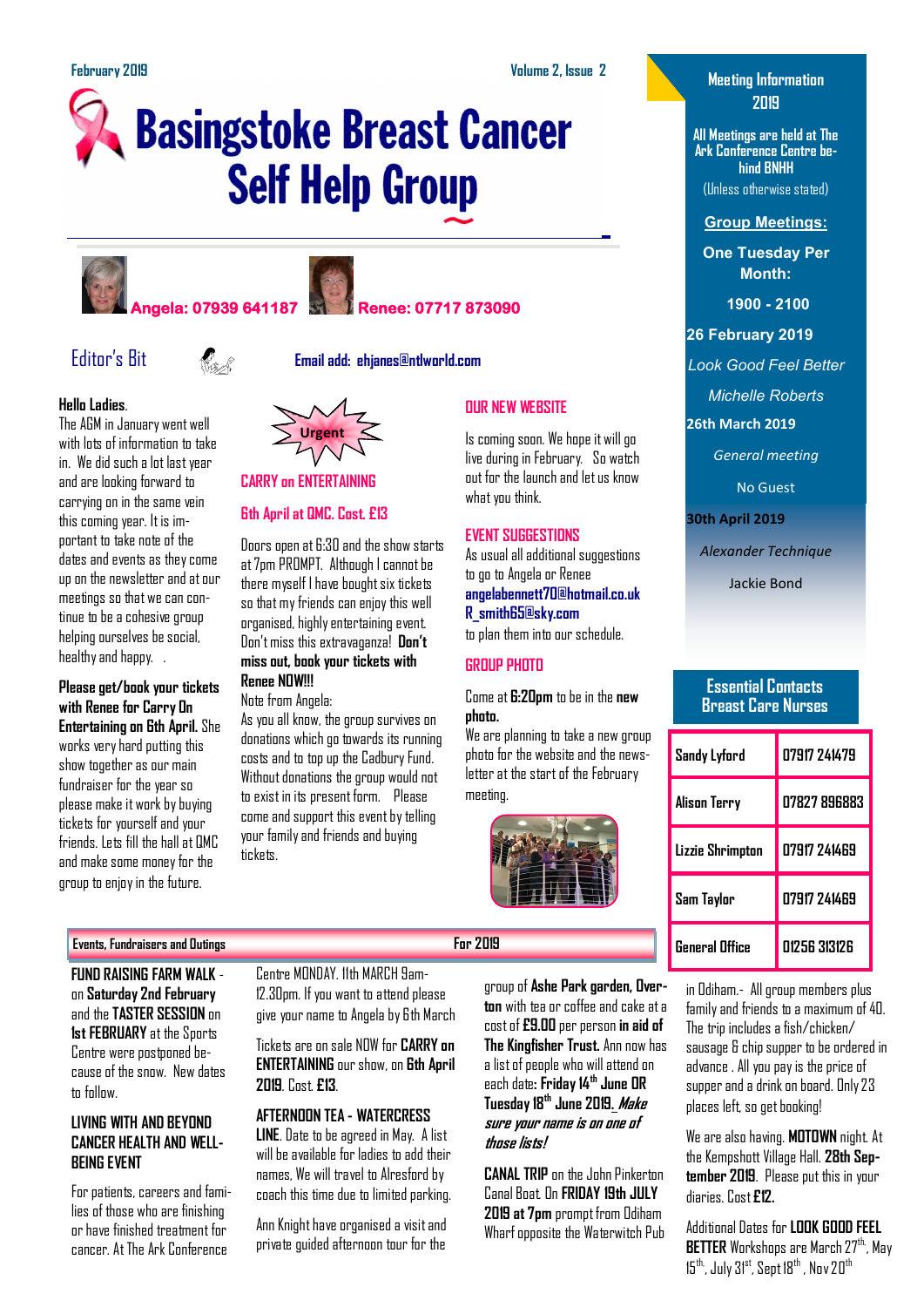February 2019 — Volume 2, Issue 2

# Basingstoke Breast Cancer Self Help Group

**Angela: 07939 641187** **Renee: 07717 873090**

## Editor's Bit

**Email add: ehjanes@ntlworld.com**

**Hello Ladies.**
The AGM in January went well with lots of information to take in. We did such a lot last year and are looking forward to carrying on in the same vein this coming year. It is important to take note of the dates and events as they come up on the newsletter and at our meetings so that we can continue to be a cohesive group helping ourselves be social, healthy and happy. .

**Please get/book your tickets with Renee for Carry On Entertaining on 6th April.** She works very hard putting this show together as our main fundraiser for the year so please make it work by buying tickets for yourself and your friends. Lets fill the hall at QMC and make some money for the group to enjoy in the future.

Urgent

### CARRY on ENTERTAINING

### 6th April at QMC. Cost. £13

Doors open at 6:30 and the show starts at 7pm PROMPT. Although I cannot be there myself I have bought six tickets so that my friends can enjoy this well organised, highly entertaining event. Don't miss this extravaganza! **Don't miss out, book your tickets with Renee NOW!!!**

Note from Angela:
As you all know, the group survives on donations which go towards its running costs and to top up the Cadbury Fund. Without donations the group would not to exist in its present form. Please come and support this event by telling your family and friends and buying tickets.

### OUR NEW WEBSITE

Is coming soon. We hope it will go live during in February. So watch out for the launch and let us know what you think.

### EVENT SUGGESTIONS

As usual all additional suggestions to go to Angela or Renee
**angelabennett70@hotmail.co.uk**
**R_smith65@sky.com**
to plan them into our schedule.

### GROUP PHOTO

Come at **6:20pm** to be in the **new photo.**
We are planning to take a new group photo for the website and the newsletter at the start of the February meeting.

## Meeting Information 2019

All Meetings are held at The Ark Conference Centre behind BNHH
(Unless otherwise stated)

**Group Meetings:**

**One Tuesday Per Month:**

**1900 - 2100**

**26 February 2019**
*Look Good Feel Better*
*Michelle Roberts*

**26th March 2019**
*General meeting*
No Guest

**30th April 2019**
*Alexander Technique*
Jackie Bond

## Essential Contacts Breast Care Nurses

| Name | Phone |
|---|---|
| Sandy Lyford | 07917 241479 |
| Alison Terry | 07827 896883 |
| Lizzie Shrimpton | 07917 241469 |
| Sam Taylor | 07917 241469 |
| General Office | 01256 313126 |

## Events, Fundraisers and Outings For 2019

**FUND RAISING FARM WALK** - on **Saturday 2nd February** and the **TASTER SESSION** on **1st FEBRUARY** at the Sports Centre were postponed because of the snow. New dates to follow.

**LIVING WITH AND BEYOND CANCER HEALTH AND WELL-BEING EVENT**

For patients, careers and families of those who are finishing or have finished treatment for cancer. At The Ark Conference Centre MONDAY. 11th MARCH 9am-12.30pm. If you want to attend please give your name to Angela by 6th March

Tickets are on sale NOW for **CARRY on ENTERTAINING** our show, on **6th April 2019**. Cost. **£13**.

**AFTERNOON TEA - WATERCRESS LINE**. Date to be agreed in May. A list will be available for ladies to add their names, We will travel to Alresford by coach this time due to limited parking.

Ann Knight have organised a visit and private guided afternoon tour for the group of **Ashe Park garden, Overton** with tea or coffee and cake at a cost of **£9.00** per person **in aid of The Kingfisher Trust.** Ann now has a list of people who will attend on each date**: Friday 14th June OR Tuesday 18th June 2019.** ***Make sure your name is on one of those lists!***

**CANAL TRIP** on the John Pinkerton Canal Boat. On **FRIDAY 19th JULY 2019 at 7pm** prompt from Odiham Wharf opposite the Waterwitch Pub in Odiham.- All group members plus family and friends to a maximum of 40. The trip includes a fish/chicken/ sausage & chip supper to be ordered in advance . All you pay is the price of supper and a drink on board. Only 23 places left, so get booking!

We are also having. **MOTOWN** night. At the Kempshott Village Hall. **28th September 2019**. Please put this in your diaries. Cost **£12.**

Additional Dates for **LOOK GOOD FEEL BETTER** Workshops are March 27th, May 15th, July 31st, Sept 18th , Nov 20th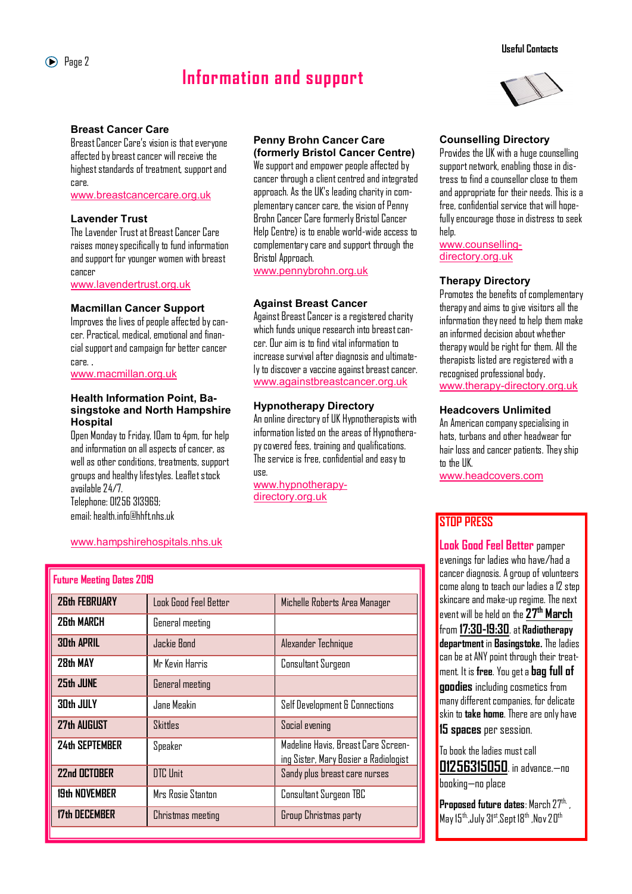# Information and support

Useful Contacts

### Breast Cancer Care

Breast Cancer Care's vision is that everyone affected by breast cancer will receive the highest standards of treatment, support and care.

www.breastcancercare.org.uk

### Lavender Trust

The Lavender Trust at Breast Cancer Care raises money specifically to fund information and support for younger women with breast cancer

www.lavendertrust.org.uk

### Macmillan Cancer Support

Improves the lives of people affected by cancer. Practical, medical, emotional and financial support and campaign for better cancer care. .

www.macmillan.org.uk

### Health Information Point, Basingstoke and North Hampshire Hospital

Open Monday to Friday, 10am to 4pm, for help and information on all aspects of cancer, as well as other conditions, treatments, support groups and healthy lifestyles. Leaflet stock available 24/7.

Telephone: 01256 313969;

email: health.info@hhft.nhs.uk

www.hampshirehospitals.nhs.uk

### Penny Brohn Cancer Care (formerly Bristol Cancer Centre)

We support and empower people affected by cancer through a client centred and integrated approach. As the UK's leading charity in complementary cancer care, the vision of Penny Brohn Cancer Care formerly Bristol Cancer Help Centre) is to enable world-wide access to complementary care and support through the Bristol Approach.

www.pennybrohn.org.uk

### Against Breast Cancer

Against Breast Cancer is a registered charity which funds unique research into breast cancer. Our aim is to find vital information to increase survival after diagnosis and ultimately to discover a vaccine against breast cancer.

www.againstbreastcancer.org.uk

### Hypnotherapy Directory

An online directory of UK Hypnotherapists with information listed on the areas of Hypnotherapy covered fees, training and qualifications. The service is free, confidential and easy to use.

www.hypnotherapy-directory.org.uk

### Counselling Directory

Provides the UK with a huge counselling support network, enabling those in distress to find a counsellor close to them and appropriate for their needs. This is a free, confidential service that will hopefully encourage those in distress to seek help.

www.counselling-directory.org.uk

### Therapy Directory

Promotes the benefits of complementary therapy and aims to give visitors all the information they need to help them make an informed decision about whether therapy would be right for them. All the therapists listed are registered with a recognised professional body.

www.therapy-directory.org.uk

### Headcovers Unlimited

An American company specialising in hats, turbans and other headwear for hair loss and cancer patients. They ship to the UK.

www.headcovers.com

## Future Meeting Dates 2019

| | | |
|---|---|---|
| **26th FEBRUARY** | Look Good Feel Better | Michelle Roberts Area Manager |
| **26th MARCH** | General meeting | |
| **30th APRIL** | Jackie Bond | Alexander Technique |
| **28th MAY** | Mr Kevin Harris | Consultant Surgeon |
| **25th JUNE** | General meeting | |
| **30th JULY** | Jane Meakin | Self Development & Connections |
| **27th AUGUST** | Skittles | Social evening |
| **24th SEPTEMBER** | Speaker | Madeline Havis, Breast Care Screening Sister, Mary Bosier a Radiologist |
| **22nd OCTOBER** | DTC Unit | Sandy plus breast care nurses |
| **19th NOVEMBER** | Mrs Rosie Stanton | Consultant Surgeon TBC |
| **17th DECEMBER** | Christmas meeting | Group Christmas party |

## STOP PRESS

**Look Good Feel Better** pamper evenings for ladies who have/had a cancer diagnosis. A group of volunteers come along to teach our ladies a 12 step skincare and make-up regime. The next event will be held on the **27th March** from **17:30-19:30**, at **Radiotherapy department** in **Basingstoke.** The ladies can be at ANY point through their treatment. It is **free**. You get a **bag full of goodies** including cosmetics from many different companies, for delicate skin to **take home**. There are only have **15 spaces** per session.

To book the ladies must call **01256315050**, in advance.—no booking—no place

**Proposed future dates**: March 27th , May 15th ,July 31st ,Sept 18th ,Nov 20th